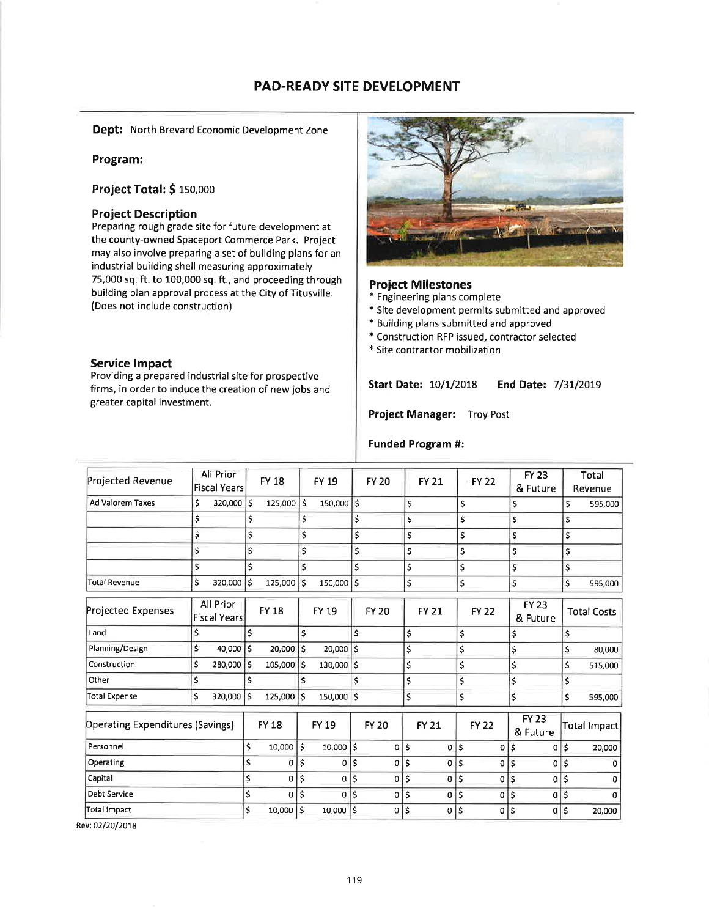# PAD-READY SITE DEVELOPMENT

**Dept:** North Brevard Economic Development Zone

**Program:**

**Project Total: $** 150,000

### Project Description

Preparing rough grade site for future development at the county-owned Spaceport Commerce Park. Project may also involve preparing a set of building plans for an industrial building shell measuring approximately 75,000 sq. ft. to 100,000 sq. ft., and proceeding through building plan approval process at the City of Titusville. (Does not include construction)

### Service Impact

Providing a prepared industrial site for prospective firms, in order to induce the creation of new jobs and greater capital investment.

### Project Milestones

* Engineering plans complete
* Site development permits submitted and approved
* Building plans submitted and approved
* Construction RFP issued, contractor selected
* Site contractor mobilization

**Start Date:** 10/1/2018 **End Date:** 7/31/2019

**Project Manager:** Troy Post

**Funded Program #:**

| Projected Revenue | All Prior Fiscal Years | FY 18 | FY 19 | FY 20 | FY 21 | FY 22 | FY 23 & Future | Total Revenue |
|---|---|---|---|---|---|---|---|---|
| Ad Valorem Taxes | $ 320,000 | $ 125,000 | $ 150,000 | $ | $ | $ | $ | $ 595,000 |
| | $ | $ | $ | $ | $ | $ | $ | $ |
| | $ | $ | $ | $ | $ | $ | $ | $ |
| | $ | $ | $ | $ | $ | $ | $ | $ |
| | $ | $ | $ | $ | $ | $ | $ | $ |
| Total Revenue | $ 320,000 | $ 125,000 | $ 150,000 | $ | $ | $ | $ | $ 595,000 |

| Projected Expenses | All Prior Fiscal Years | FY 18 | FY 19 | FY 20 | FY 21 | FY 22 | FY 23 & Future | Total Costs |
|---|---|---|---|---|---|---|---|---|
| Land | $ | $ | $ | $ | $ | $ | $ | $ |
| Planning/Design | $ 40,000 | $ 20,000 | $ 20,000 | $ | $ | $ | $ | $ 80,000 |
| Construction | $ 280,000 | $ 105,000 | $ 130,000 | $ | $ | $ | $ | $ 515,000 |
| Other | $ | $ | $ | $ | $ | $ | $ | $ |
| Total Expense | $ 320,000 | $ 125,000 | $ 150,000 | $ | $ | $ | $ | $ 595,000 |

| Operating Expenditures (Savings) | FY 18 | FY 19 | FY 20 | FY 21 | FY 22 | FY 23 & Future | Total Impact |
|---|---|---|---|---|---|---|---|
| Personnel | $ 10,000 | $ 10,000 | $ 0 | $ 0 | $ 0 | $ 0 | $ 20,000 |
| Operating | $ 0 | $ 0 | $ 0 | $ 0 | $ 0 | $ 0 | $ 0 |
| Capital | $ 0 | $ 0 | $ 0 | $ 0 | $ 0 | $ 0 | $ 0 |
| Debt Service | $ 0 | $ 0 | $ 0 | $ 0 | $ 0 | $ 0 | $ 0 |
| Total Impact | $ 10,000 | $ 10,000 | $ 0 | $ 0 | $ 0 | $ 0 | $ 20,000 |

Rev: 02/20/2018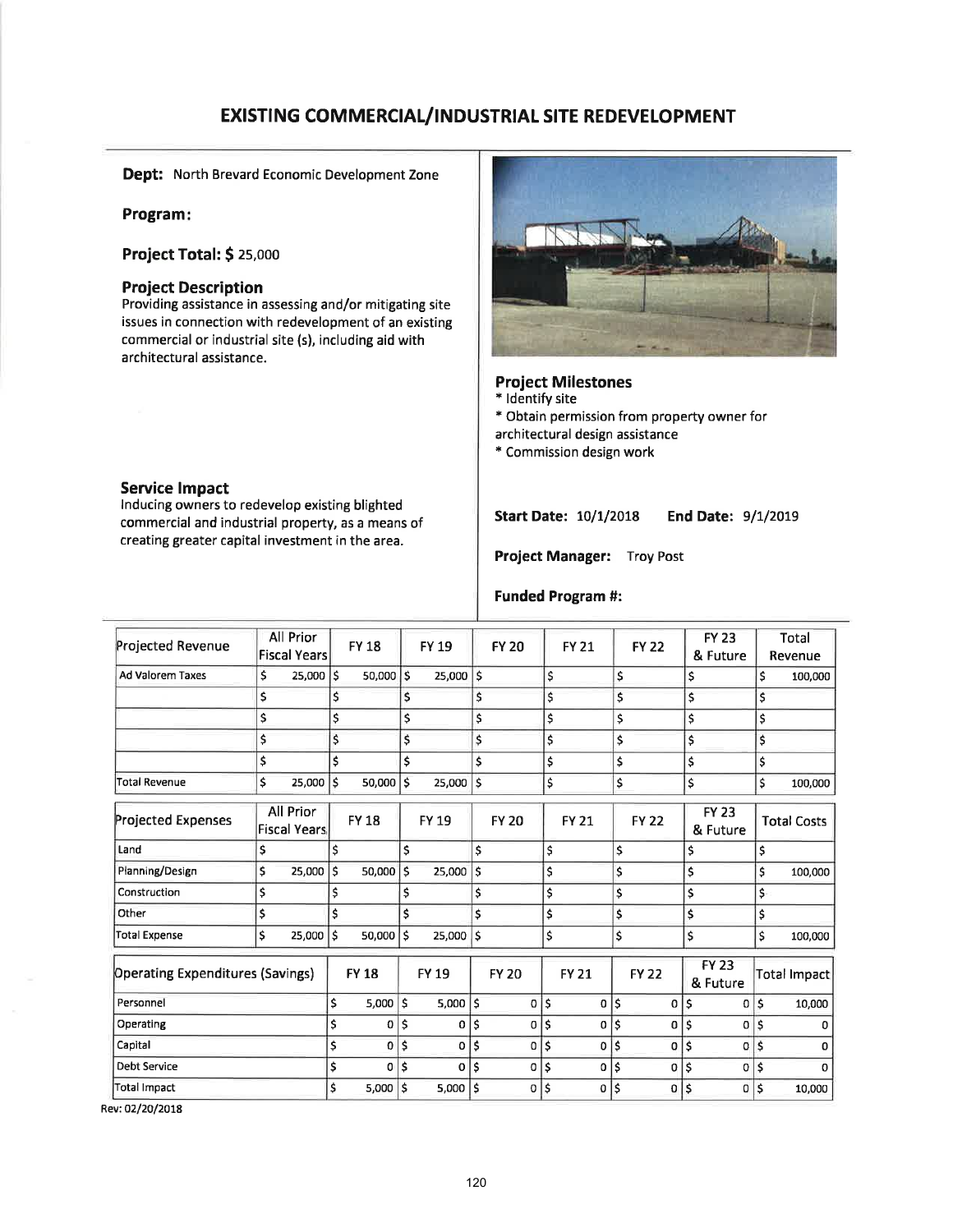# EXISTING COMMERCIAL/INDUSTRIAL SITE REDEVELOPMENT

**Dept:** North Brevard Economic Development Zone

**Program:**

**Project Total: $** 25,000

### Project Description

Providing assistance in assessing and/or mitigating site issues in connection with redevelopment of an existing commercial or industrial site (s), including aid with architectural assistance.

### Service Impact

Inducing owners to redevelop existing blighted commercial and industrial property, as a means of creating greater capital investment in the area.

### Project Milestones

* Identify site
* Obtain permission from property owner for architectural design assistance
* Commission design work

**Start Date:** 10/1/2018 **End Date:** 9/1/2019

**Project Manager:** Troy Post

**Funded Program #:**

| Projected Revenue | All Prior Fiscal Years | FY 18 | FY 19 | FY 20 | FY 21 | FY 22 | FY 23 & Future | Total Revenue |
|---|---|---|---|---|---|---|---|---|
| Ad Valorem Taxes | $ 25,000 | $ 50,000 | $ 25,000 | $ | $ | $ | $ | $ 100,000 |
| | $ | $ | $ | $ | $ | $ | $ | $ |
| | $ | $ | $ | $ | $ | $ | $ | $ |
| | $ | $ | $ | $ | $ | $ | $ | $ |
| | $ | $ | $ | $ | $ | $ | $ | $ |
| Total Revenue | $ 25,000 | $ 50,000 | $ 25,000 | $ | $ | $ | $ | $ 100,000 |

| Projected Expenses | All Prior Fiscal Years | FY 18 | FY 19 | FY 20 | FY 21 | FY 22 | FY 23 & Future | Total Costs |
|---|---|---|---|---|---|---|---|---|
| Land | $ | $ | $ | $ | $ | $ | $ | $ |
| Planning/Design | $ 25,000 | $ 50,000 | $ 25,000 | $ | $ | $ | $ | $ 100,000 |
| Construction | $ | $ | $ | $ | $ | $ | $ | $ |
| Other | $ | $ | $ | $ | $ | $ | $ | $ |
| Total Expense | $ 25,000 | $ 50,000 | $ 25,000 | $ | $ | $ | $ | $ 100,000 |

| Operating Expenditures (Savings) | FY 18 | FY 19 | FY 20 | FY 21 | FY 22 | FY 23 & Future | Total Impact |
|---|---|---|---|---|---|---|---|
| Personnel | $ 5,000 | $ 5,000 | $ 0 | $ 0 | $ 0 | $ 0 | $ 10,000 |
| Operating | $ 0 | $ 0 | $ 0 | $ 0 | $ 0 | $ 0 | $ 0 |
| Capital | $ 0 | $ 0 | $ 0 | $ 0 | $ 0 | $ 0 | $ 0 |
| Debt Service | $ 0 | $ 0 | $ 0 | $ 0 | $ 0 | $ 0 | $ 0 |
| Total Impact | $ 5,000 | $ 5,000 | $ 0 | $ 0 | $ 0 | $ 0 | $ 10,000 |

Rev: 02/20/2018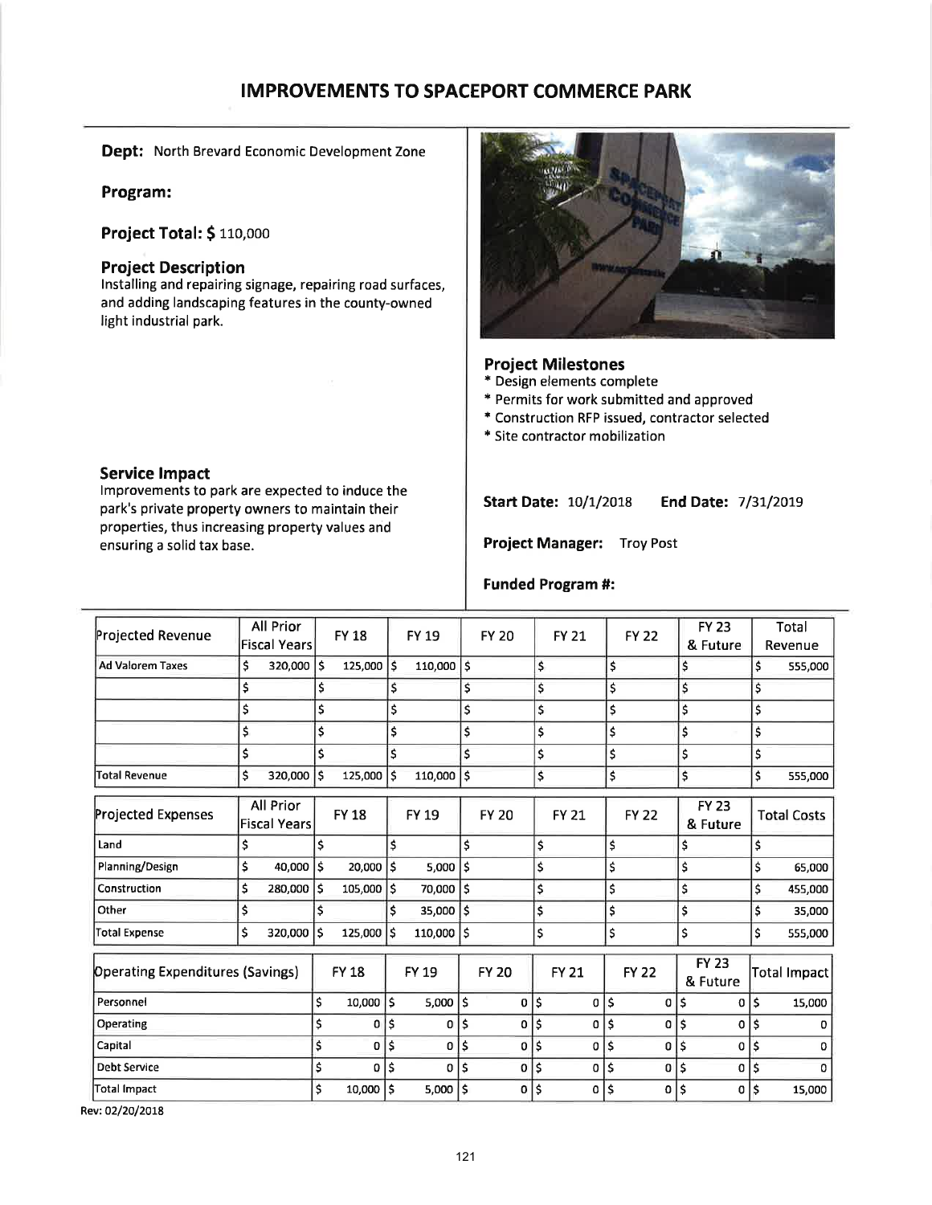# IMPROVEMENTS TO SPACEPORT COMMERCE PARK

**Dept:** North Brevard Economic Development Zone

**Program:**

**Project Total: $** 110,000

### Project Description

Installing and repairing signage, repairing road surfaces, and adding landscaping features in the county-owned light industrial park.

### Project Milestones

* Design elements complete
* Permits for work submitted and approved
* Construction RFP issued, contractor selected
* Site contractor mobilization

### Service Impact

Improvements to park are expected to induce the park's private property owners to maintain their properties, thus increasing property values and ensuring a solid tax base.

**Start Date:** 10/1/2018 **End Date:** 7/31/2019

**Project Manager:** Troy Post

**Funded Program #:**

| Projected Revenue | All Prior Fiscal Years | FY 18 | FY 19 | FY 20 | FY 21 | FY 22 | FY 23 & Future | Total Revenue |
|---|---|---|---|---|---|---|---|---|
| Ad Valorem Taxes | $ 320,000 | $ 125,000 | $ 110,000 | $ | $ | $ | $ | $ 555,000 |
| | $ | $ | $ | $ | $ | $ | $ | $ |
| | $ | $ | $ | $ | $ | $ | $ | $ |
| | $ | $ | $ | $ | $ | $ | $ | $ |
| | $ | $ | $ | $ | $ | $ | $ | $ |
| Total Revenue | $ 320,000 | $ 125,000 | $ 110,000 | $ | $ | $ | $ | $ 555,000 |

| Projected Expenses | All Prior Fiscal Years | FY 18 | FY 19 | FY 20 | FY 21 | FY 22 | FY 23 & Future | Total Costs |
|---|---|---|---|---|---|---|---|---|
| Land | $ | $ | $ | $ | $ | $ | $ | $ |
| Planning/Design | $ 40,000 | $ 20,000 | $ 5,000 | $ | $ | $ | $ | $ 65,000 |
| Construction | $ 280,000 | $ 105,000 | $ 70,000 | $ | $ | $ | $ | $ 455,000 |
| Other | $ | $ | $ 35,000 | $ | $ | $ | $ | $ 35,000 |
| Total Expense | $ 320,000 | $ 125,000 | $ 110,000 | $ | $ | $ | $ | $ 555,000 |

| Operating Expenditures (Savings) | FY 18 | FY 19 | FY 20 | FY 21 | FY 22 | FY 23 & Future | Total Impact |
|---|---|---|---|---|---|---|---|
| Personnel | $ 10,000 | $ 5,000 | $ 0 | $ 0 | $ 0 | $ 0 | $ 15,000 |
| Operating | $ 0 | $ 0 | $ 0 | $ 0 | $ 0 | $ 0 | $ 0 |
| Capital | $ 0 | $ 0 | $ 0 | $ 0 | $ 0 | $ 0 | $ 0 |
| Debt Service | $ 0 | $ 0 | $ 0 | $ 0 | $ 0 | $ 0 | $ 0 |
| Total Impact | $ 10,000 | $ 5,000 | $ 0 | $ 0 | $ 0 | $ 0 | $ 15,000 |

Rev: 02/20/2018